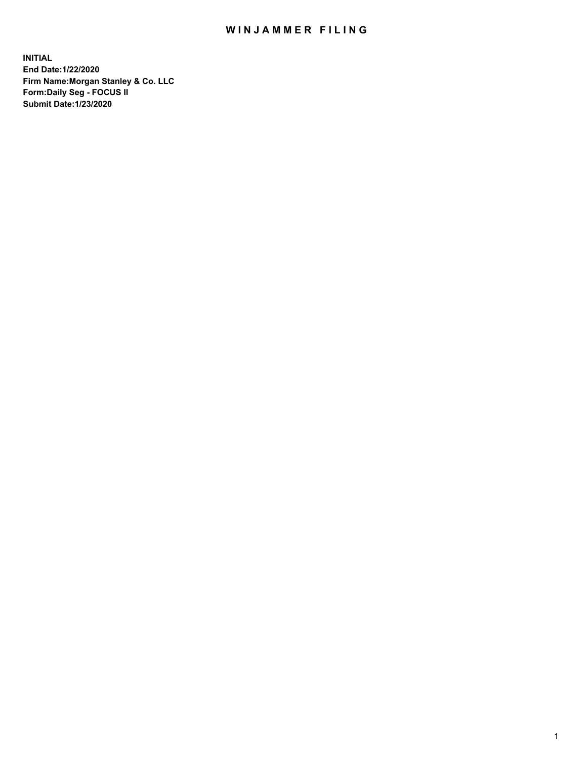# WINJAMMER FILING

**INITIAL**
**End Date:1/22/2020**
**Firm Name:Morgan Stanley & Co. LLC**
**Form:Daily Seg - FOCUS II**
**Submit Date:1/23/2020**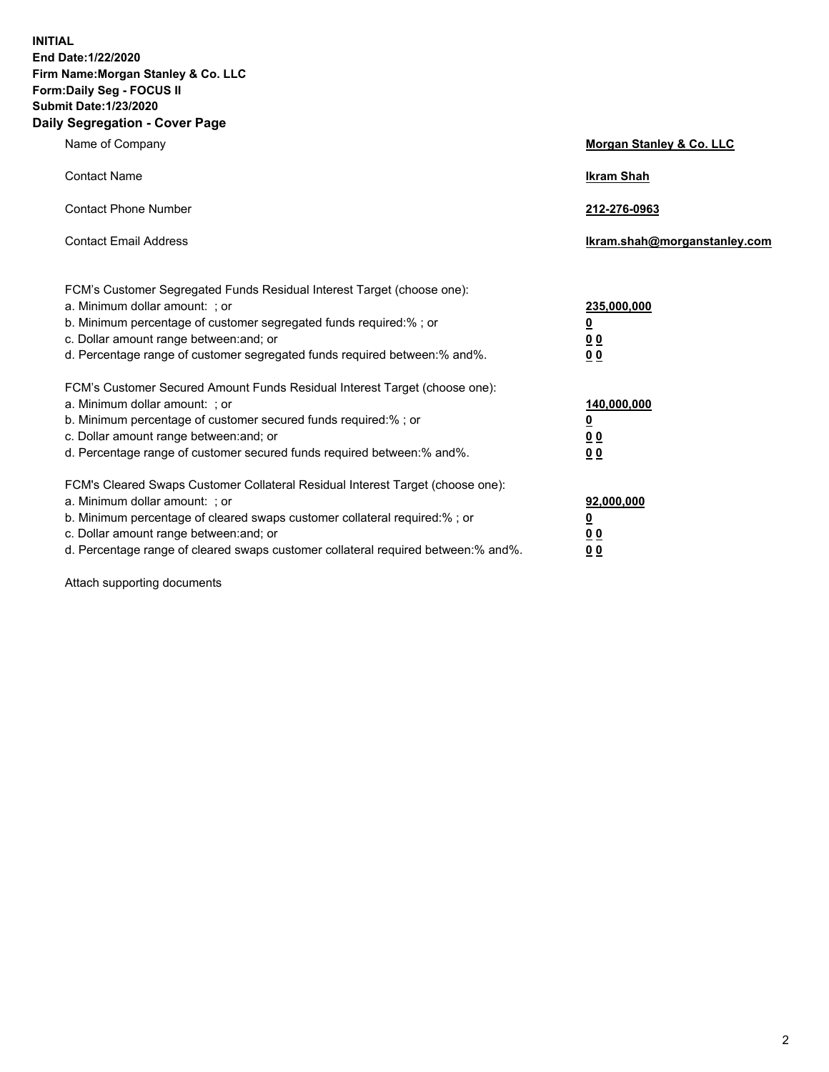**INITIAL**
**End Date:1/22/2020**
**Firm Name:Morgan Stanley & Co. LLC**
**Form:Daily Seg - FOCUS II**
**Submit Date:1/23/2020**
**Daily Segregation - Cover Page**

| | |
|---|---|
| Name of Company | **Morgan Stanley & Co. LLC** |
| Contact Name | **Ikram Shah** |
| Contact Phone Number | **212-276-0963** |
| Contact Email Address | **Ikram.shah@morganstanley.com** |

| | |
|---|---|
| FCM's Customer Segregated Funds Residual Interest Target (choose one): | |
| a. Minimum dollar amount: ; or | **235,000,000** |
| b. Minimum percentage of customer segregated funds required:% ; or | **0** |
| c. Dollar amount range between:and; or | **0 0** |
| d. Percentage range of customer segregated funds required between:% and%. | **0 0** |
| FCM's Customer Secured Amount Funds Residual Interest Target (choose one): | |
| a. Minimum dollar amount: ; or | **140,000,000** |
| b. Minimum percentage of customer secured funds required:% ; or | **0** |
| c. Dollar amount range between:and; or | **0 0** |
| d. Percentage range of customer secured funds required between:% and%. | **0 0** |
| FCM's Cleared Swaps Customer Collateral Residual Interest Target (choose one): | |
| a. Minimum dollar amount: ; or | **92,000,000** |
| b. Minimum percentage of cleared swaps customer collateral required:% ; or | **0** |
| c. Dollar amount range between:and; or | **0 0** |
| d. Percentage range of cleared swaps customer collateral required between:% and%. | **0 0** |

Attach supporting documents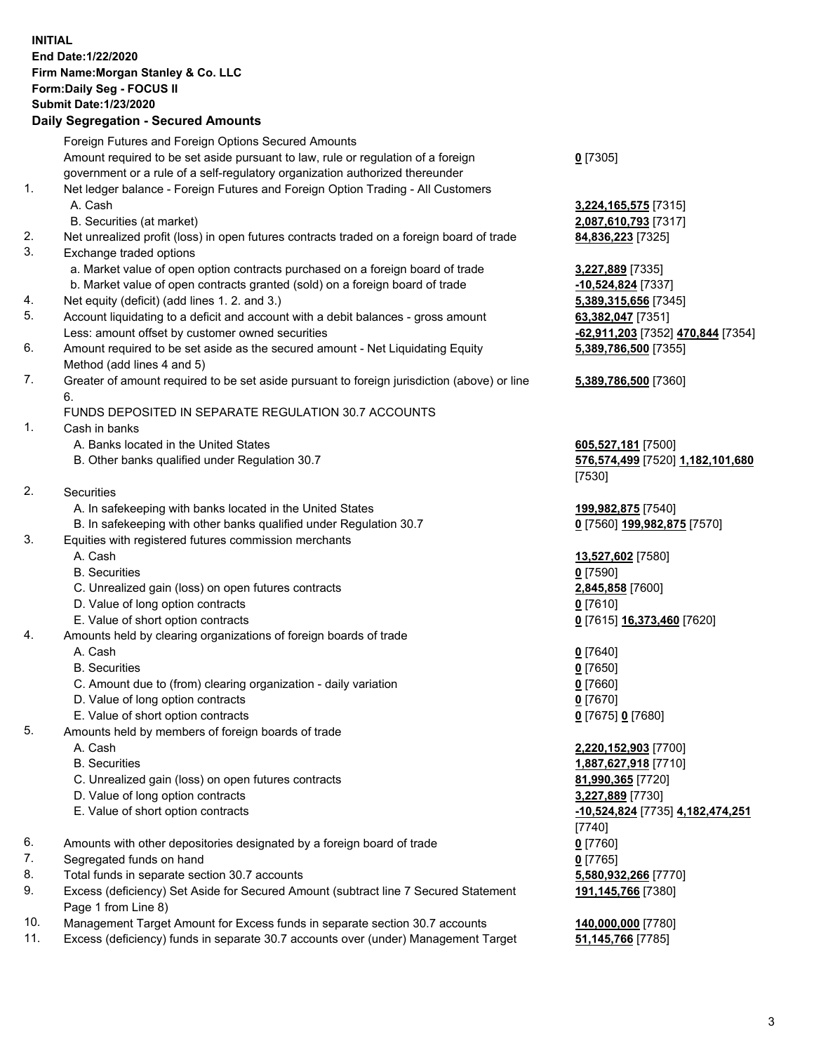**INITIAL**
**End Date:1/22/2020**
**Firm Name:Morgan Stanley & Co. LLC**
**Form:Daily Seg - FOCUS II**
**Submit Date:1/23/2020**

## Daily Segregation - Secured Amounts

| | | |
|---|---|---|
| | Foreign Futures and Foreign Options Secured Amounts | |
| | Amount required to be set aside pursuant to law, rule or regulation of a foreign government or a rule of a self-regulatory organization authorized thereunder | **0** [7305] |
| 1. | Net ledger balance - Foreign Futures and Foreign Option Trading - All Customers | |
| | A. Cash | **3,224,165,575** [7315] |
| | B. Securities (at market) | **2,087,610,793** [7317] |
| 2. | Net unrealized profit (loss) in open futures contracts traded on a foreign board of trade | **84,836,223** [7325] |
| 3. | Exchange traded options | |
| | a. Market value of open option contracts purchased on a foreign board of trade | **3,227,889** [7335] |
| | b. Market value of open contracts granted (sold) on a foreign board of trade | **-10,524,824** [7337] |
| 4. | Net equity (deficit) (add lines 1. 2. and 3.) | **5,389,315,656** [7345] |
| 5. | Account liquidating to a deficit and account with a debit balances - gross amount | **63,382,047** [7351] |
| | Less: amount offset by customer owned securities | **-62,911,203** [7352] **470,844** [7354] |
| 6. | Amount required to be set aside as the secured amount - Net Liquidating Equity Method (add lines 4 and 5) | **5,389,786,500** [7355] |
| 7. | Greater of amount required to be set aside pursuant to foreign jurisdiction (above) or line 6. | **5,389,786,500** [7360] |
| | FUNDS DEPOSITED IN SEPARATE REGULATION 30.7 ACCOUNTS | |
| 1. | Cash in banks | |
| | A. Banks located in the United States | **605,527,181** [7500] |
| | B. Other banks qualified under Regulation 30.7 | **576,574,499** [7520] **1,182,101,680** [7530] |
| 2. | Securities | |
| | A. In safekeeping with banks located in the United States | **199,982,875** [7540] |
| | B. In safekeeping with other banks qualified under Regulation 30.7 | **0** [7560] **199,982,875** [7570] |
| 3. | Equities with registered futures commission merchants | |
| | A. Cash | **13,527,602** [7580] |
| | B. Securities | **0** [7590] |
| | C. Unrealized gain (loss) on open futures contracts | **2,845,858** [7600] |
| | D. Value of long option contracts | **0** [7610] |
| | E. Value of short option contracts | **0** [7615] **16,373,460** [7620] |
| 4. | Amounts held by clearing organizations of foreign boards of trade | |
| | A. Cash | **0** [7640] |
| | B. Securities | **0** [7650] |
| | C. Amount due to (from) clearing organization - daily variation | **0** [7660] |
| | D. Value of long option contracts | **0** [7670] |
| | E. Value of short option contracts | **0** [7675] **0** [7680] |
| 5. | Amounts held by members of foreign boards of trade | |
| | A. Cash | **2,220,152,903** [7700] |
| | B. Securities | **1,887,627,918** [7710] |
| | C. Unrealized gain (loss) on open futures contracts | **81,990,365** [7720] |
| | D. Value of long option contracts | **3,227,889** [7730] |
| | E. Value of short option contracts | **-10,524,824** [7735] **4,182,474,251** [7740] |
| 6. | Amounts with other depositories designated by a foreign board of trade | **0** [7760] |
| 7. | Segregated funds on hand | **0** [7765] |
| 8. | Total funds in separate section 30.7 accounts | **5,580,932,266** [7770] |
| 9. | Excess (deficiency) Set Aside for Secured Amount (subtract line 7 Secured Statement Page 1 from Line 8) | **191,145,766** [7380] |
| 10. | Management Target Amount for Excess funds in separate section 30.7 accounts | **140,000,000** [7780] |
| 11. | Excess (deficiency) funds in separate 30.7 accounts over (under) Management Target | **51,145,766** [7785] |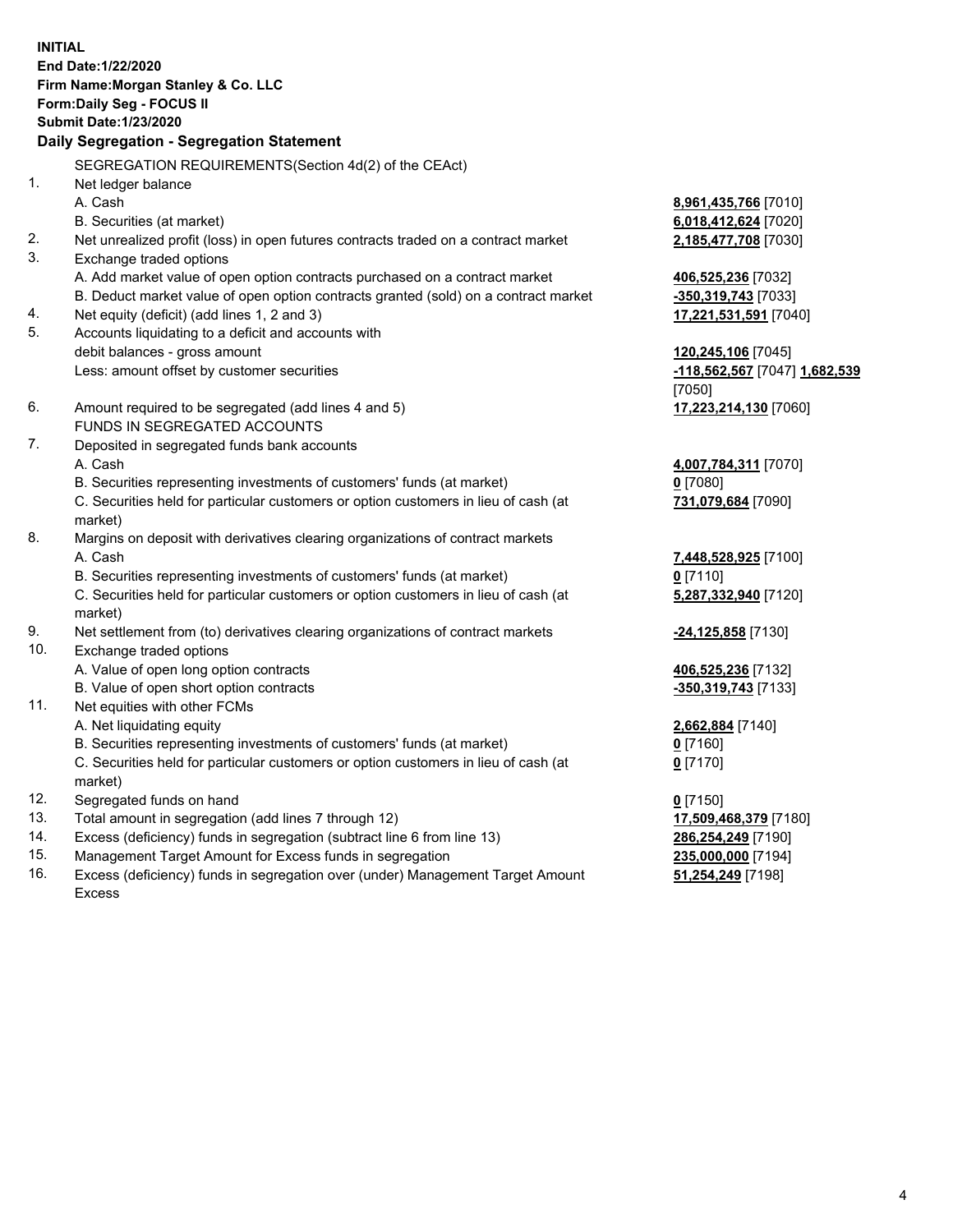**INITIAL**
**End Date:1/22/2020**
**Firm Name:Morgan Stanley & Co. LLC**
**Form:Daily Seg - FOCUS II**
**Submit Date:1/23/2020**

## Daily Segregation - Segregation Statement

SEGREGATION REQUIREMENTS(Section 4d(2) of the CEAct)

| | | |
|---|---|---|
| 1. | Net ledger balance | |
| | A. Cash | **8,961,435,766** [7010] |
| | B. Securities (at market) | **6,018,412,624** [7020] |
| 2. | Net unrealized profit (loss) in open futures contracts traded on a contract market | **2,185,477,708** [7030] |
| 3. | Exchange traded options | |
| | A. Add market value of open option contracts purchased on a contract market | **406,525,236** [7032] |
| | B. Deduct market value of open option contracts granted (sold) on a contract market | **-350,319,743** [7033] |
| 4. | Net equity (deficit) (add lines 1, 2 and 3) | **17,221,531,591** [7040] |
| 5. | Accounts liquidating to a deficit and accounts with debit balances - gross amount | **120,245,106** [7045] |
| | Less: amount offset by customer securities | **-118,562,567** [7047] **1,682,539** [7050] |
| 6. | Amount required to be segregated (add lines 4 and 5) | **17,223,214,130** [7060] |
| | FUNDS IN SEGREGATED ACCOUNTS | |
| 7. | Deposited in segregated funds bank accounts | |
| | A. Cash | **4,007,784,311** [7070] |
| | B. Securities representing investments of customers' funds (at market) | **0** [7080] |
| | C. Securities held for particular customers or option customers in lieu of cash (at market) | **731,079,684** [7090] |
| 8. | Margins on deposit with derivatives clearing organizations of contract markets | |
| | A. Cash | **7,448,528,925** [7100] |
| | B. Securities representing investments of customers' funds (at market) | **0** [7110] |
| | C. Securities held for particular customers or option customers in lieu of cash (at market) | **5,287,332,940** [7120] |
| 9. | Net settlement from (to) derivatives clearing organizations of contract markets | **-24,125,858** [7130] |
| 10. | Exchange traded options | |
| | A. Value of open long option contracts | **406,525,236** [7132] |
| | B. Value of open short option contracts | **-350,319,743** [7133] |
| 11. | Net equities with other FCMs | |
| | A. Net liquidating equity | **2,662,884** [7140] |
| | B. Securities representing investments of customers' funds (at market) | **0** [7160] |
| | C. Securities held for particular customers or option customers in lieu of cash (at market) | **0** [7170] |
| 12. | Segregated funds on hand | **0** [7150] |
| 13. | Total amount in segregation (add lines 7 through 12) | **17,509,468,379** [7180] |
| 14. | Excess (deficiency) funds in segregation (subtract line 6 from line 13) | **286,254,249** [7190] |
| 15. | Management Target Amount for Excess funds in segregation | **235,000,000** [7194] |
| 16. | Excess (deficiency) funds in segregation over (under) Management Target Amount Excess | **51,254,249** [7198] |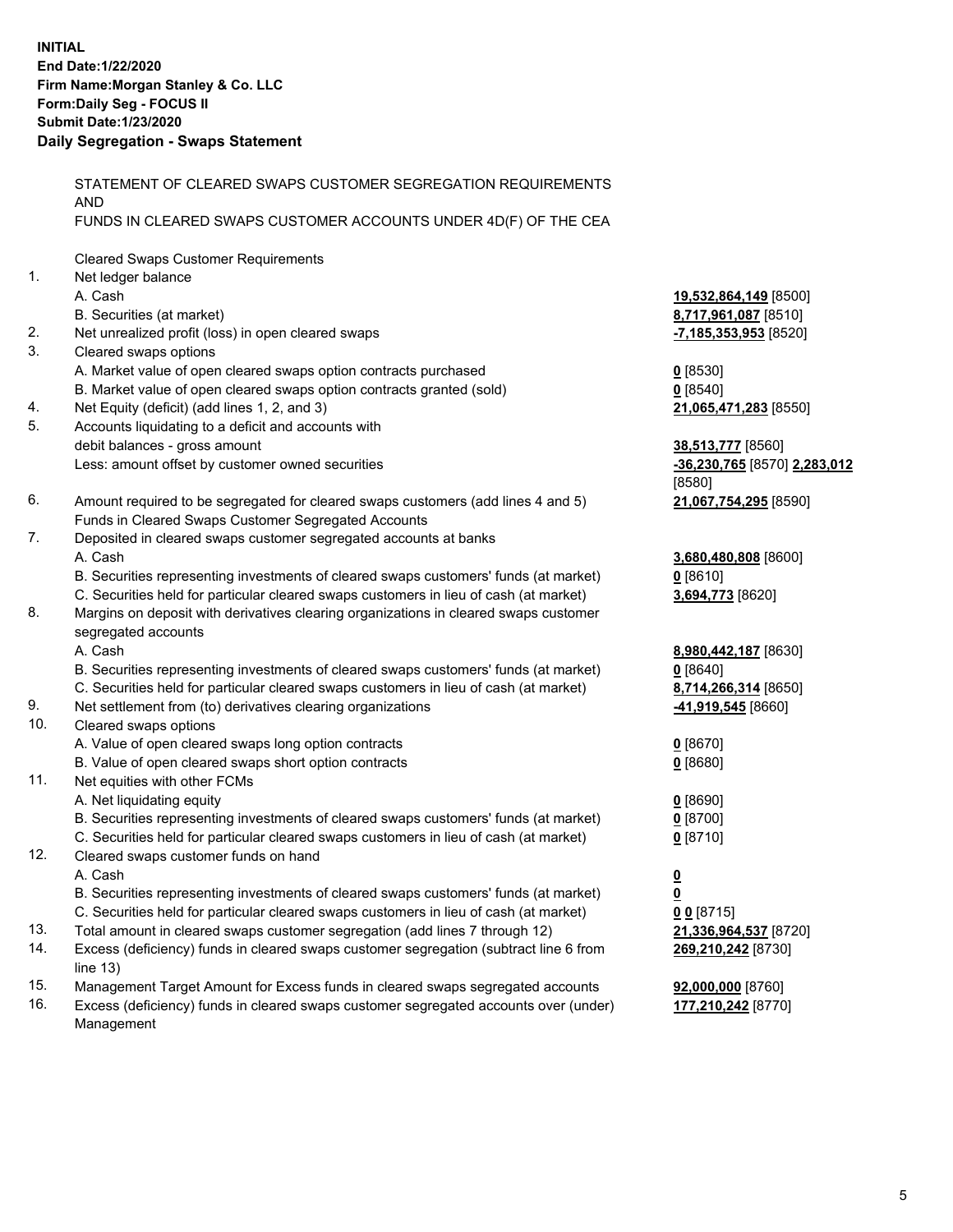**INITIAL**
**End Date:1/22/2020**
**Firm Name:Morgan Stanley & Co. LLC**
**Form:Daily Seg - FOCUS II**
**Submit Date:1/23/2020**
**Daily Segregation - Swaps Statement**

STATEMENT OF CLEARED SWAPS CUSTOMER SEGREGATION REQUIREMENTS AND FUNDS IN CLEARED SWAPS CUSTOMER ACCOUNTS UNDER 4D(F) OF THE CEA

| | | |
|---|---|---|
| | Cleared Swaps Customer Requirements | |
| 1. | Net ledger balance | |
| | A. Cash | **19,532,864,149** [8500] |
| | B. Securities (at market) | **8,717,961,087** [8510] |
| 2. | Net unrealized profit (loss) in open cleared swaps | **-7,185,353,953** [8520] |
| 3. | Cleared swaps options | |
| | A. Market value of open cleared swaps option contracts purchased | **0** [8530] |
| | B. Market value of open cleared swaps option contracts granted (sold) | **0** [8540] |
| 4. | Net Equity (deficit) (add lines 1, 2, and 3) | **21,065,471,283** [8550] |
| 5. | Accounts liquidating to a deficit and accounts with debit balances - gross amount | **38,513,777** [8560] |
| | Less: amount offset by customer owned securities | **-36,230,765** [8570] **2,283,012** [8580] |
| 6. | Amount required to be segregated for cleared swaps customers (add lines 4 and 5) | **21,067,754,295** [8590] |
| | Funds in Cleared Swaps Customer Segregated Accounts | |
| 7. | Deposited in cleared swaps customer segregated accounts at banks | |
| | A. Cash | **3,680,480,808** [8600] |
| | B. Securities representing investments of cleared swaps customers' funds (at market) | **0** [8610] |
| | C. Securities held for particular cleared swaps customers in lieu of cash (at market) | **3,694,773** [8620] |
| 8. | Margins on deposit with derivatives clearing organizations in cleared swaps customer segregated accounts | |
| | A. Cash | **8,980,442,187** [8630] |
| | B. Securities representing investments of cleared swaps customers' funds (at market) | **0** [8640] |
| | C. Securities held for particular cleared swaps customers in lieu of cash (at market) | **8,714,266,314** [8650] |
| 9. | Net settlement from (to) derivatives clearing organizations | **-41,919,545** [8660] |
| 10. | Cleared swaps options | |
| | A. Value of open cleared swaps long option contracts | **0** [8670] |
| | B. Value of open cleared swaps short option contracts | **0** [8680] |
| 11. | Net equities with other FCMs | |
| | A. Net liquidating equity | **0** [8690] |
| | B. Securities representing investments of cleared swaps customers' funds (at market) | **0** [8700] |
| | C. Securities held for particular cleared swaps customers in lieu of cash (at market) | **0** [8710] |
| 12. | Cleared swaps customer funds on hand | |
| | A. Cash | **0** |
| | B. Securities representing investments of cleared swaps customers' funds (at market) | **0** |
| | C. Securities held for particular cleared swaps customers in lieu of cash (at market) | **0** **0** [8715] |
| 13. | Total amount in cleared swaps customer segregation (add lines 7 through 12) | **21,336,964,537** [8720] |
| 14. | Excess (deficiency) funds in cleared swaps customer segregation (subtract line 6 from line 13) | **269,210,242** [8730] |
| 15. | Management Target Amount for Excess funds in cleared swaps segregated accounts | **92,000,000** [8760] |
| 16. | Excess (deficiency) funds in cleared swaps customer segregated accounts over (under) Management | **177,210,242** [8770] |